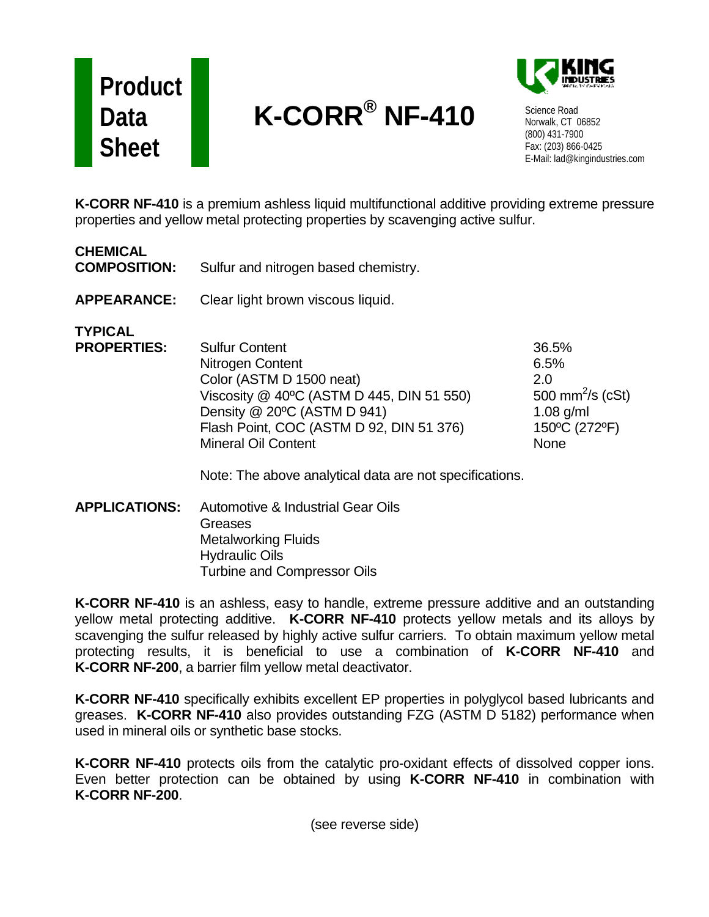**Product Data Sheet**

# K-CORR® NF-410

KING INDUSTRIES

Science Road
Norwalk, CT 06852
(800) 431-7900
Fax: (203) 866-0425
E-Mail: lad@kingindustries.com

**K-CORR NF-410** is a premium ashless liquid multifunctional additive providing extreme pressure properties and yellow metal protecting properties by scavenging active sulfur.

**CHEMICAL COMPOSITION:** Sulfur and nitrogen based chemistry.

**APPEARANCE:** Clear light brown viscous liquid.

**TYPICAL PROPERTIES:**

| Property | Value |
|---|---|
| Sulfur Content | 36.5% |
| Nitrogen Content | 6.5% |
| Color (ASTM D 1500 neat) | 2.0 |
| Viscosity @ 40ºC (ASTM D 445, DIN 51 550) | 500 $mm^2/s$ (cSt) |
| Density @ 20ºC (ASTM D 941) | 1.08 g/ml |
| Flash Point, COC (ASTM D 92, DIN 51 376) | 150ºC (272ºF) |
| Mineral Oil Content | None |

Note: The above analytical data are not specifications.

**APPLICATIONS:**
- Automotive & Industrial Gear Oils
- Greases
- Metalworking Fluids
- Hydraulic Oils
- Turbine and Compressor Oils

**K-CORR NF-410** is an ashless, easy to handle, extreme pressure additive and an outstanding yellow metal protecting additive. **K-CORR NF-410** protects yellow metals and its alloys by scavenging the sulfur released by highly active sulfur carriers. To obtain maximum yellow metal protecting results, it is beneficial to use a combination of **K-CORR NF-410** and **K-CORR NF-200**, a barrier film yellow metal deactivator.

**K-CORR NF-410** specifically exhibits excellent EP properties in polyglycol based lubricants and greases. **K-CORR NF-410** also provides outstanding FZG (ASTM D 5182) performance when used in mineral oils or synthetic base stocks.

**K-CORR NF-410** protects oils from the catalytic pro-oxidant effects of dissolved copper ions. Even better protection can be obtained by using **K-CORR NF-410** in combination with **K-CORR NF-200**.

(see reverse side)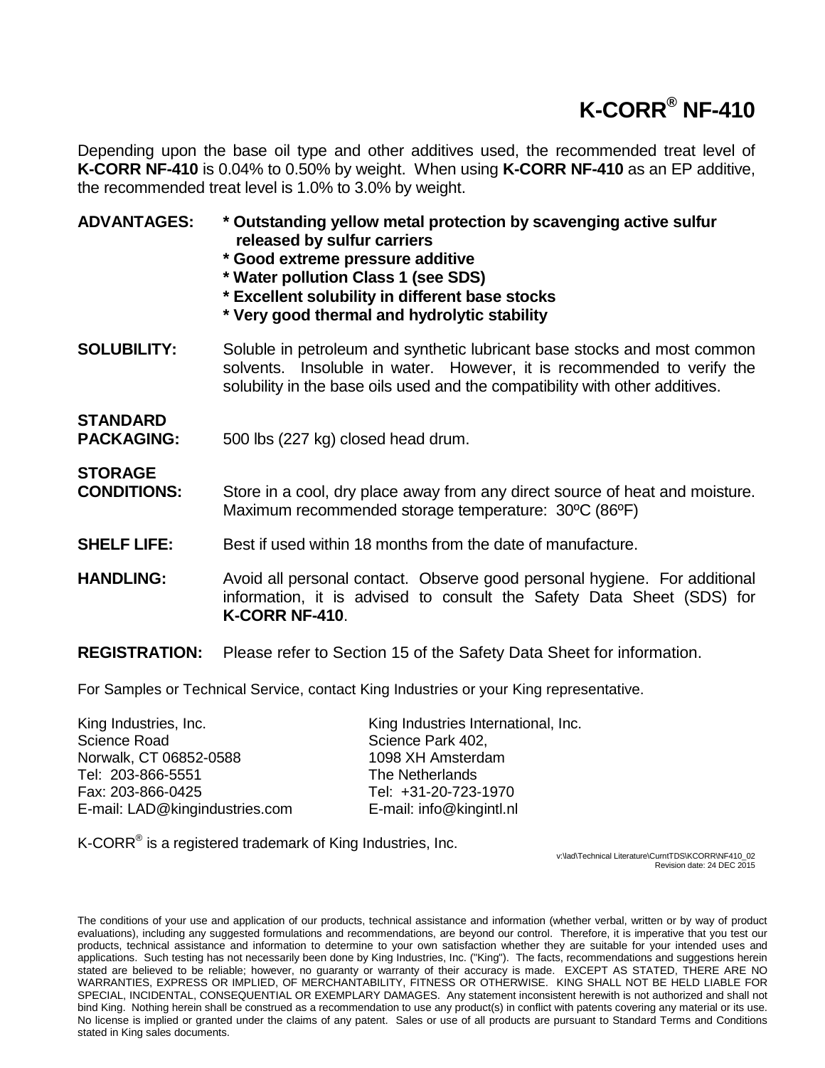# K-CORR® NF-410

Depending upon the base oil type and other additives used, the recommended treat level of **K-CORR NF-410** is 0.04% to 0.50% by weight. When using **K-CORR NF-410** as an EP additive, the recommended treat level is 1.0% to 3.0% by weight.

**ADVANTAGES:**
**\* Outstanding yellow metal protection by scavenging active sulfur released by sulfur carriers**
**\* Good extreme pressure additive**
**\* Water pollution Class 1 (see SDS)**
**\* Excellent solubility in different base stocks**
**\* Very good thermal and hydrolytic stability**

**SOLUBILITY:** Soluble in petroleum and synthetic lubricant base stocks and most common solvents. Insoluble in water. However, it is recommended to verify the solubility in the base oils used and the compatibility with other additives.

**STANDARD PACKAGING:** 500 lbs (227 kg) closed head drum.

**STORAGE CONDITIONS:** Store in a cool, dry place away from any direct source of heat and moisture. Maximum recommended storage temperature: 30ºC (86ºF)

**SHELF LIFE:** Best if used within 18 months from the date of manufacture.

**HANDLING:** Avoid all personal contact. Observe good personal hygiene. For additional information, it is advised to consult the Safety Data Sheet (SDS) for **K-CORR NF-410**.

**REGISTRATION:** Please refer to Section 15 of the Safety Data Sheet for information.

For Samples or Technical Service, contact King Industries or your King representative.

King Industries, Inc.
Science Road
Norwalk, CT 06852-0588
Tel: 203-866-5551
Fax: 203-866-0425
E-mail: LAD@kingindustries.com

King Industries International, Inc.
Science Park 402,
1098 XH Amsterdam
The Netherlands
Tel: +31-20-723-1970
E-mail: info@kingintl.nl

K-CORR® is a registered trademark of King Industries, Inc.

v:\lad\Technical Literature\CurntTDS\KCORR\NF410_02
Revision date: 24 DEC 2015

The conditions of your use and application of our products, technical assistance and information (whether verbal, written or by way of product evaluations), including any suggested formulations and recommendations, are beyond our control. Therefore, it is imperative that you test our products, technical assistance and information to determine to your own satisfaction whether they are suitable for your intended uses and applications. Such testing has not necessarily been done by King Industries, Inc. ("King"). The facts, recommendations and suggestions herein stated are believed to be reliable; however, no guaranty or warranty of their accuracy is made. EXCEPT AS STATED, THERE ARE NO WARRANTIES, EXPRESS OR IMPLIED, OF MERCHANTABILITY, FITNESS OR OTHERWISE. KING SHALL NOT BE HELD LIABLE FOR SPECIAL, INCIDENTAL, CONSEQUENTIAL OR EXEMPLARY DAMAGES. Any statement inconsistent herewith is not authorized and shall not bind King. Nothing herein shall be construed as a recommendation to use any product(s) in conflict with patents covering any material or its use. No license is implied or granted under the claims of any patent. Sales or use of all products are pursuant to Standard Terms and Conditions stated in King sales documents.